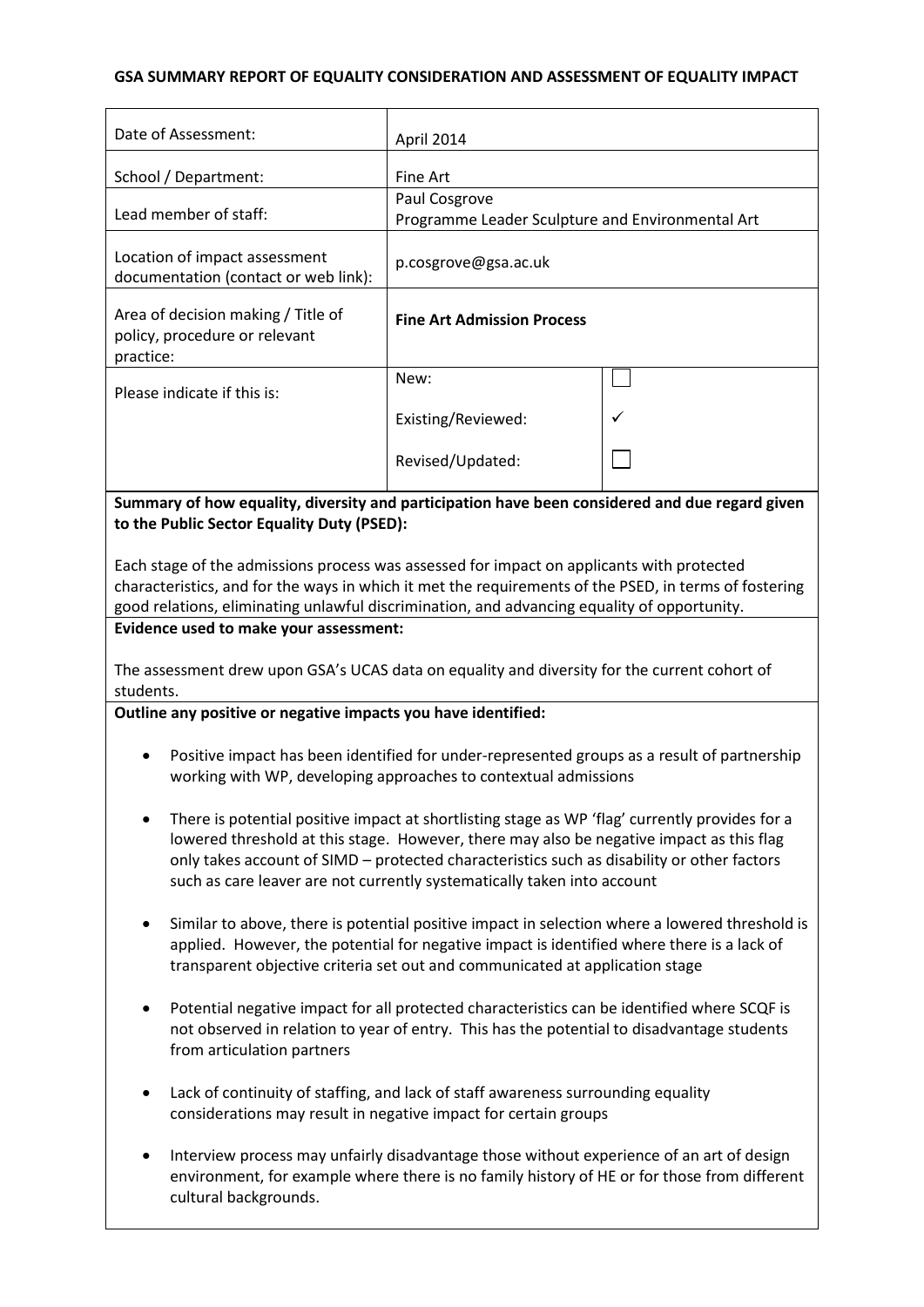**GSA SUMMARY REPORT OF EQUALITY CONSIDERATION AND ASSESSMENT OF EQUALITY IMPACT**

| | | |
|---|---|---|
| Date of Assessment: | April 2014 | |
| School / Department: | Fine Art | |
| Lead member of staff: | Paul Cosgrove<br>Programme Leader Sculpture and Environmental Art | |
| Location of impact assessment documentation (contact or web link): | p.cosgrove@gsa.ac.uk | |
| Area of decision making / Title of policy, procedure or relevant practice: | **Fine Art Admission Process** | |
| Please indicate if this is: | New: | ☐ |
| | Existing/Reviewed: | ✓ |
| | Revised/Updated: | ☐ |

**Summary of how equality, diversity and participation have been considered and due regard given to the Public Sector Equality Duty (PSED):**

Each stage of the admissions process was assessed for impact on applicants with protected characteristics, and for the ways in which it met the requirements of the PSED, in terms of fostering good relations, eliminating unlawful discrimination, and advancing equality of opportunity.

**Evidence used to make your assessment:**

The assessment drew upon GSA's UCAS data on equality and diversity for the current cohort of students.

**Outline any positive or negative impacts you have identified:**

- Positive impact has been identified for under-represented groups as a result of partnership working with WP, developing approaches to contextual admissions
- There is potential positive impact at shortlisting stage as WP 'flag' currently provides for a lowered threshold at this stage. However, there may also be negative impact as this flag only takes account of SIMD – protected characteristics such as disability or other factors such as care leaver are not currently systematically taken into account
- Similar to above, there is potential positive impact in selection where a lowered threshold is applied. However, the potential for negative impact is identified where there is a lack of transparent objective criteria set out and communicated at application stage
- Potential negative impact for all protected characteristics can be identified where SCQF is not observed in relation to year of entry. This has the potential to disadvantage students from articulation partners
- Lack of continuity of staffing, and lack of staff awareness surrounding equality considerations may result in negative impact for certain groups
- Interview process may unfairly disadvantage those without experience of an art of design environment, for example where there is no family history of HE or for those from different cultural backgrounds.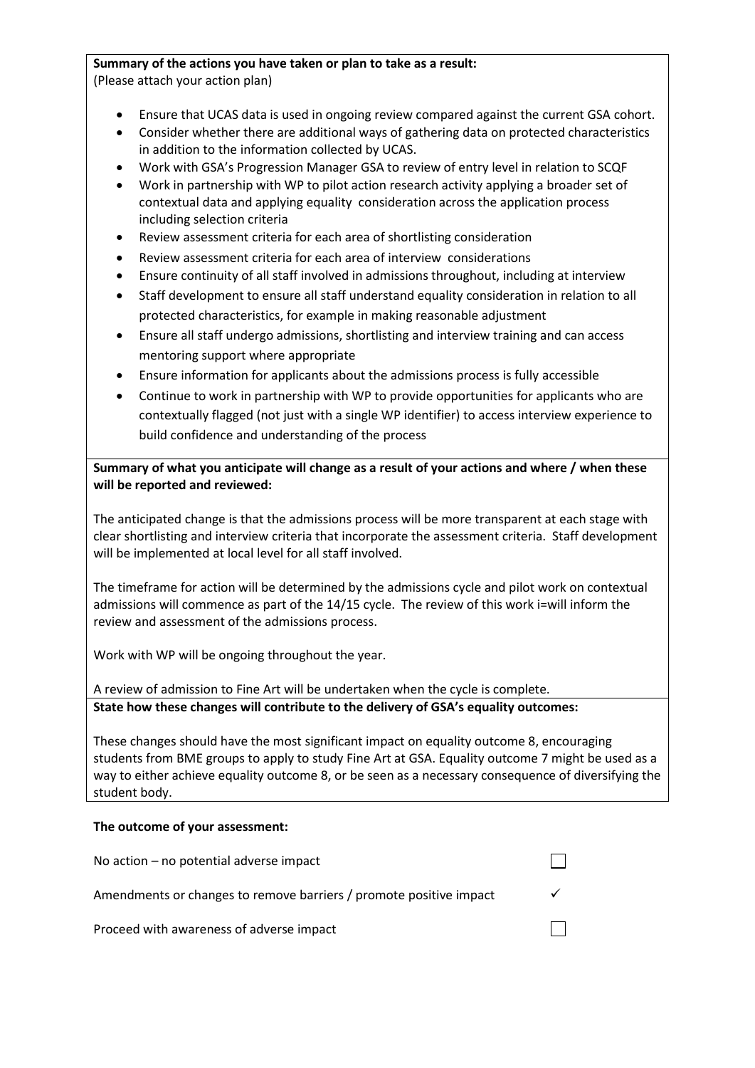**Summary of the actions you have taken or plan to take as a result:**
(Please attach your action plan)

- Ensure that UCAS data is used in ongoing review compared against the current GSA cohort.
- Consider whether there are additional ways of gathering data on protected characteristics in addition to the information collected by UCAS.
- Work with GSA's Progression Manager GSA to review of entry level in relation to SCQF
- Work in partnership with WP to pilot action research activity applying a broader set of contextual data and applying equality consideration across the application process including selection criteria
- Review assessment criteria for each area of shortlisting consideration
- Review assessment criteria for each area of interview considerations
- Ensure continuity of all staff involved in admissions throughout, including at interview
- Staff development to ensure all staff understand equality consideration in relation to all protected characteristics, for example in making reasonable adjustment
- Ensure all staff undergo admissions, shortlisting and interview training and can access mentoring support where appropriate
- Ensure information for applicants about the admissions process is fully accessible
- Continue to work in partnership with WP to provide opportunities for applicants who are contextually flagged (not just with a single WP identifier) to access interview experience to build confidence and understanding of the process

**Summary of what you anticipate will change as a result of your actions and where / when these will be reported and reviewed:**

The anticipated change is that the admissions process will be more transparent at each stage with clear shortlisting and interview criteria that incorporate the assessment criteria. Staff development will be implemented at local level for all staff involved.

The timeframe for action will be determined by the admissions cycle and pilot work on contextual admissions will commence as part of the 14/15 cycle. The review of this work i=will inform the review and assessment of the admissions process.

Work with WP will be ongoing throughout the year.

A review of admission to Fine Art will be undertaken when the cycle is complete.

**State how these changes will contribute to the delivery of GSA's equality outcomes:**

These changes should have the most significant impact on equality outcome 8, encouraging students from BME groups to apply to study Fine Art at GSA. Equality outcome 7 might be used as a way to either achieve equality outcome 8, or be seen as a necessary consequence of diversifying the student body.

**The outcome of your assessment:**

| | |
|---|---|
| No action – no potential adverse impact | ☐ |
| Amendments or changes to remove barriers / promote positive impact | ✓ |
| Proceed with awareness of adverse impact | ☐ |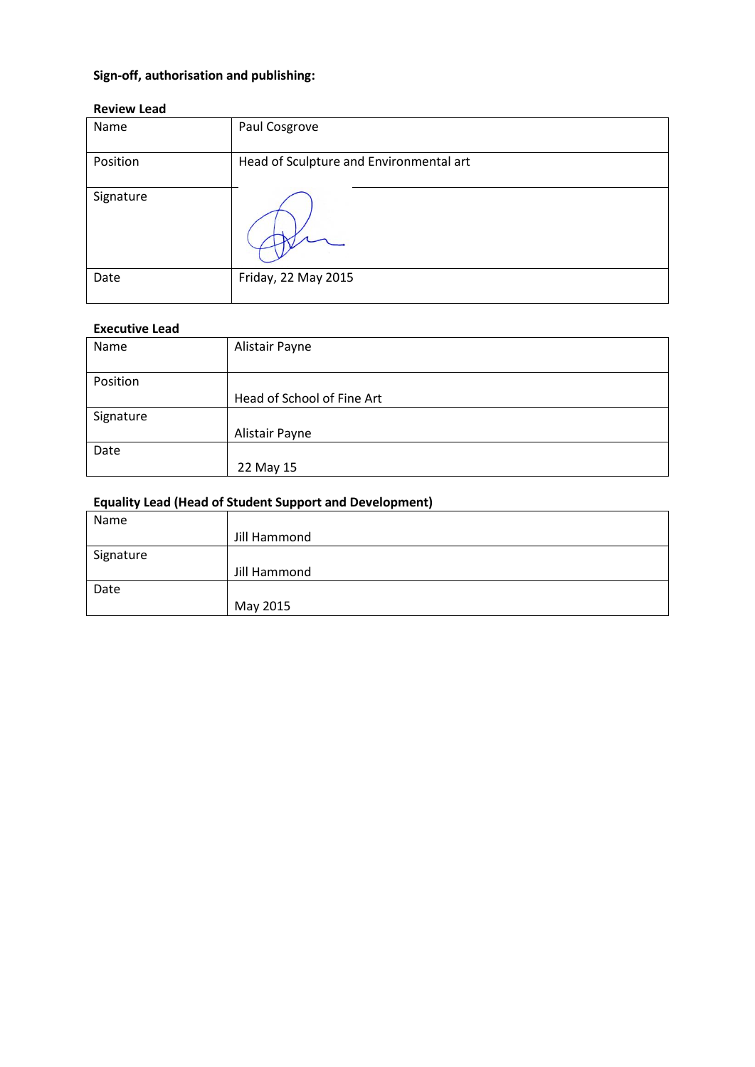**Sign-off, authorisation and publishing:**

**Review Lead**

| | |
|---|---|
| Name | Paul Cosgrove |
| Position | Head of Sculpture and Environmental art |
| Signature | |
| Date | Friday, 22 May 2015 |

**Executive Lead**

| | |
|---|---|
| Name | Alistair Payne |
| Position | Head of School of Fine Art |
| Signature | Alistair Payne |
| Date | 22 May 15 |

**Equality Lead (Head of Student Support and Development)**

| | |
|---|---|
| Name | Jill Hammond |
| Signature | Jill Hammond |
| Date | May 2015 |